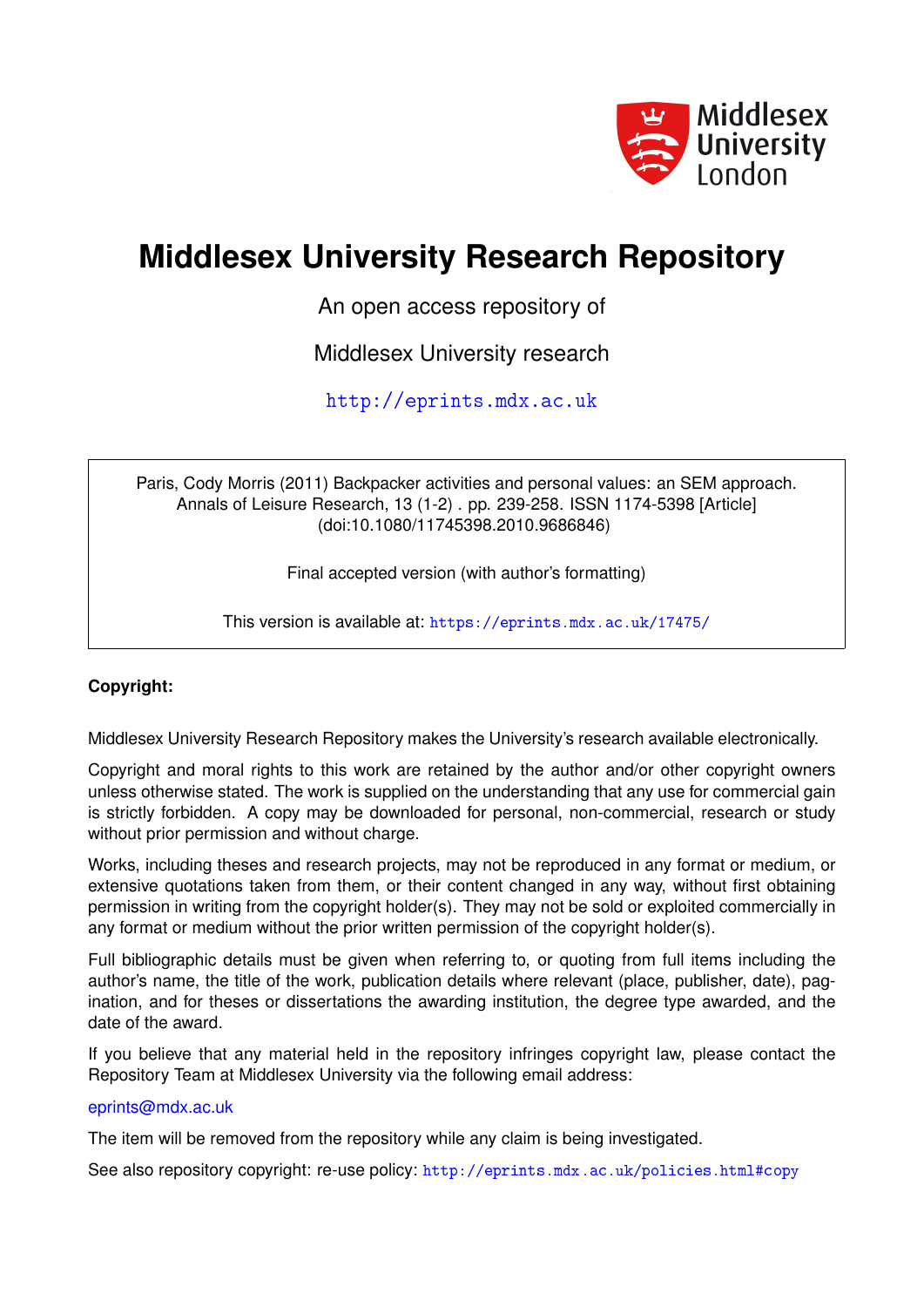# Middlesex University Research Repository

An open access repository of

Middlesex University research

http://eprints.mdx.ac.uk

Paris, Cody Morris (2011) Backpacker activities and personal values: an SEM approach. Annals of Leisure Research, 13 (1-2) . pp. 239-258. ISSN 1174-5398 [Article] (doi:10.1080/11745398.2010.9686846)

Final accepted version (with author's formatting)

This version is available at: https://eprints.mdx.ac.uk/17475/

**Copyright:**

Middlesex University Research Repository makes the University's research available electronically.

Copyright and moral rights to this work are retained by the author and/or other copyright owners unless otherwise stated. The work is supplied on the understanding that any use for commercial gain is strictly forbidden. A copy may be downloaded for personal, non-commercial, research or study without prior permission and without charge.

Works, including theses and research projects, may not be reproduced in any format or medium, or extensive quotations taken from them, or their content changed in any way, without first obtaining permission in writing from the copyright holder(s). They may not be sold or exploited commercially in any format or medium without the prior written permission of the copyright holder(s).

Full bibliographic details must be given when referring to, or quoting from full items including the author's name, the title of the work, publication details where relevant (place, publisher, date), pagination, and for theses or dissertations the awarding institution, the degree type awarded, and the date of the award.

If you believe that any material held in the repository infringes copyright law, please contact the Repository Team at Middlesex University via the following email address:

eprints@mdx.ac.uk

The item will be removed from the repository while any claim is being investigated.

See also repository copyright: re-use policy: http://eprints.mdx.ac.uk/policies.html#copy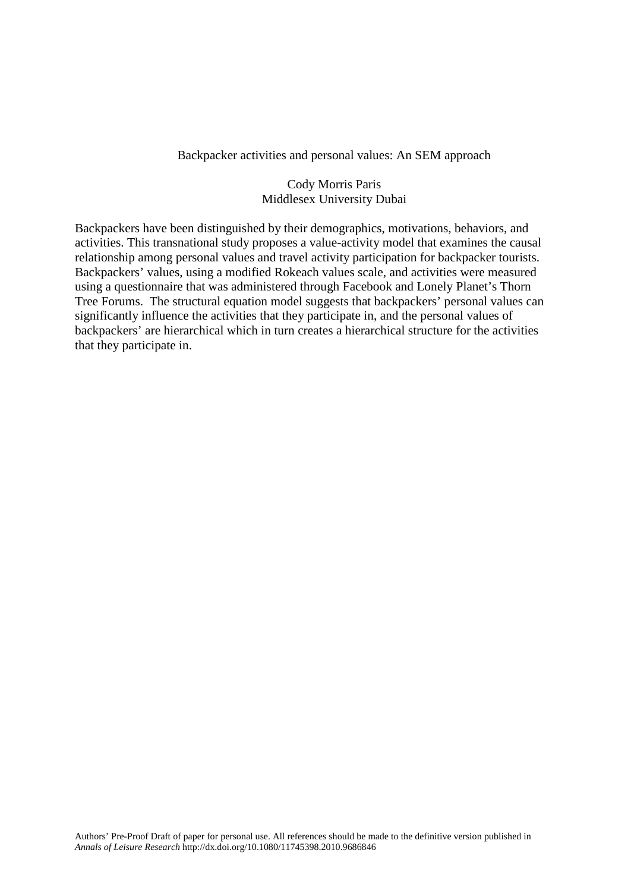Backpacker activities and personal values: An SEM approach

Cody Morris Paris
Middlesex University Dubai

Backpackers have been distinguished by their demographics, motivations, behaviors, and activities. This transnational study proposes a value-activity model that examines the causal relationship among personal values and travel activity participation for backpacker tourists. Backpackers' values, using a modified Rokeach values scale, and activities were measured using a questionnaire that was administered through Facebook and Lonely Planet's Thorn Tree Forums. The structural equation model suggests that backpackers' personal values can significantly influence the activities that they participate in, and the personal values of backpackers' are hierarchical which in turn creates a hierarchical structure for the activities that they participate in.

Authors' Pre-Proof Draft of paper for personal use. All references should be made to the definitive version published in *Annals of Leisure Research* http://dx.doi.org/10.1080/11745398.2010.9686846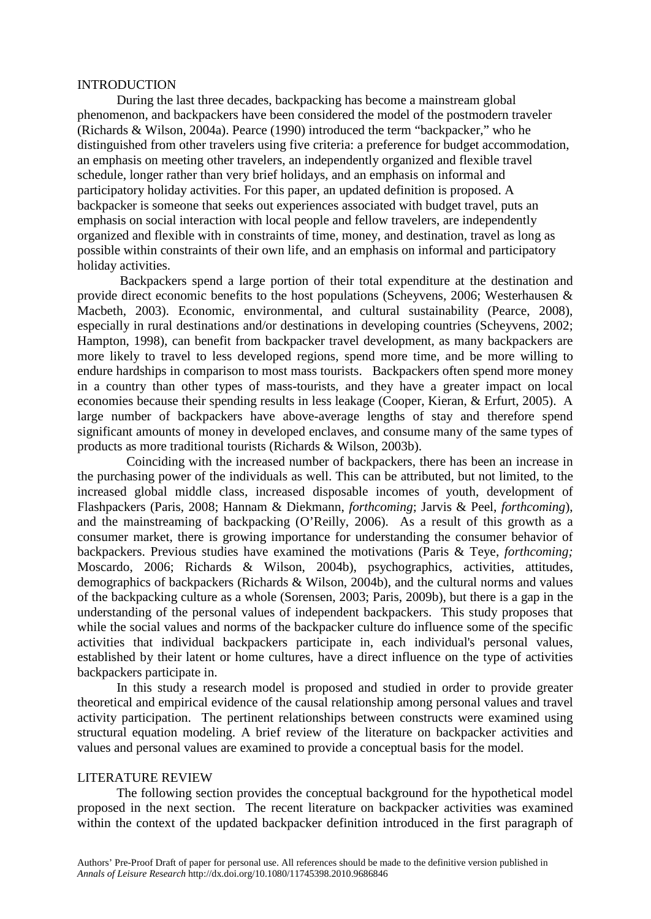## INTRODUCTION

During the last three decades, backpacking has become a mainstream global phenomenon, and backpackers have been considered the model of the postmodern traveler (Richards & Wilson, 2004a). Pearce (1990) introduced the term "backpacker," who he distinguished from other travelers using five criteria: a preference for budget accommodation, an emphasis on meeting other travelers, an independently organized and flexible travel schedule, longer rather than very brief holidays, and an emphasis on informal and participatory holiday activities. For this paper, an updated definition is proposed. A backpacker is someone that seeks out experiences associated with budget travel, puts an emphasis on social interaction with local people and fellow travelers, are independently organized and flexible with in constraints of time, money, and destination, travel as long as possible within constraints of their own life, and an emphasis on informal and participatory holiday activities.

Backpackers spend a large portion of their total expenditure at the destination and provide direct economic benefits to the host populations (Scheyvens, 2006; Westerhausen & Macbeth, 2003). Economic, environmental, and cultural sustainability (Pearce, 2008), especially in rural destinations and/or destinations in developing countries (Scheyvens, 2002; Hampton, 1998), can benefit from backpacker travel development, as many backpackers are more likely to travel to less developed regions, spend more time, and be more willing to endure hardships in comparison to most mass tourists. Backpackers often spend more money in a country than other types of mass-tourists, and they have a greater impact on local economies because their spending results in less leakage (Cooper, Kieran, & Erfurt, 2005). A large number of backpackers have above-average lengths of stay and therefore spend significant amounts of money in developed enclaves, and consume many of the same types of products as more traditional tourists (Richards & Wilson, 2003b).

Coinciding with the increased number of backpackers, there has been an increase in the purchasing power of the individuals as well. This can be attributed, but not limited, to the increased global middle class, increased disposable incomes of youth, development of Flashpackers (Paris, 2008; Hannam & Diekmann, *forthcoming*; Jarvis & Peel, *forthcoming*), and the mainstreaming of backpacking (O'Reilly, 2006). As a result of this growth as a consumer market, there is growing importance for understanding the consumer behavior of backpackers. Previous studies have examined the motivations (Paris & Teye, *forthcoming;* Moscardo, 2006; Richards & Wilson, 2004b), psychographics, activities, attitudes, demographics of backpackers (Richards & Wilson, 2004b), and the cultural norms and values of the backpacking culture as a whole (Sorensen, 2003; Paris, 2009b), but there is a gap in the understanding of the personal values of independent backpackers. This study proposes that while the social values and norms of the backpacker culture do influence some of the specific activities that individual backpackers participate in, each individual's personal values, established by their latent or home cultures, have a direct influence on the type of activities backpackers participate in.

In this study a research model is proposed and studied in order to provide greater theoretical and empirical evidence of the causal relationship among personal values and travel activity participation. The pertinent relationships between constructs were examined using structural equation modeling. A brief review of the literature on backpacker activities and values and personal values are examined to provide a conceptual basis for the model.

## LITERATURE REVIEW

The following section provides the conceptual background for the hypothetical model proposed in the next section. The recent literature on backpacker activities was examined within the context of the updated backpacker definition introduced in the first paragraph of

Authors' Pre-Proof Draft of paper for personal use. All references should be made to the definitive version published in *Annals of Leisure Research* http://dx.doi.org/10.1080/11745398.2010.9686846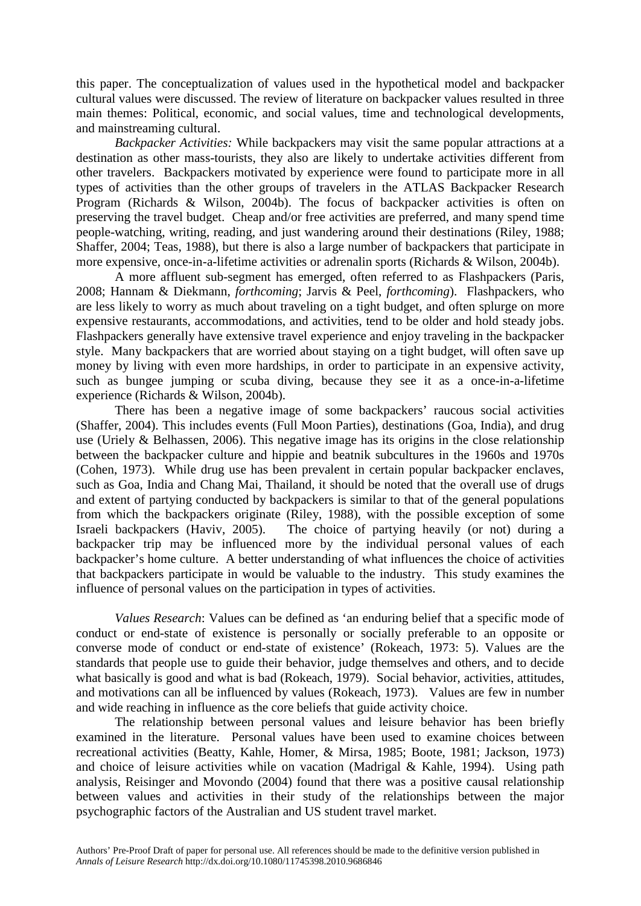this paper. The conceptualization of values used in the hypothetical model and backpacker cultural values were discussed. The review of literature on backpacker values resulted in three main themes: Political, economic, and social values, time and technological developments, and mainstreaming cultural.

*Backpacker Activities:* While backpackers may visit the same popular attractions at a destination as other mass-tourists, they also are likely to undertake activities different from other travelers. Backpackers motivated by experience were found to participate more in all types of activities than the other groups of travelers in the ATLAS Backpacker Research Program (Richards & Wilson, 2004b). The focus of backpacker activities is often on preserving the travel budget. Cheap and/or free activities are preferred, and many spend time people-watching, writing, reading, and just wandering around their destinations (Riley, 1988; Shaffer, 2004; Teas, 1988), but there is also a large number of backpackers that participate in more expensive, once-in-a-lifetime activities or adrenalin sports (Richards & Wilson, 2004b).

A more affluent sub-segment has emerged, often referred to as Flashpackers (Paris, 2008; Hannam & Diekmann, *forthcoming*; Jarvis & Peel, *forthcoming*). Flashpackers, who are less likely to worry as much about traveling on a tight budget, and often splurge on more expensive restaurants, accommodations, and activities, tend to be older and hold steady jobs. Flashpackers generally have extensive travel experience and enjoy traveling in the backpacker style. Many backpackers that are worried about staying on a tight budget, will often save up money by living with even more hardships, in order to participate in an expensive activity, such as bungee jumping or scuba diving, because they see it as a once-in-a-lifetime experience (Richards & Wilson, 2004b).

There has been a negative image of some backpackers' raucous social activities (Shaffer, 2004). This includes events (Full Moon Parties), destinations (Goa, India), and drug use (Uriely & Belhassen, 2006). This negative image has its origins in the close relationship between the backpacker culture and hippie and beatnik subcultures in the 1960s and 1970s (Cohen, 1973). While drug use has been prevalent in certain popular backpacker enclaves, such as Goa, India and Chang Mai, Thailand, it should be noted that the overall use of drugs and extent of partying conducted by backpackers is similar to that of the general populations from which the backpackers originate (Riley, 1988), with the possible exception of some Israeli backpackers (Haviv, 2005). The choice of partying heavily (or not) during a backpacker trip may be influenced more by the individual personal values of each backpacker's home culture. A better understanding of what influences the choice of activities that backpackers participate in would be valuable to the industry. This study examines the influence of personal values on the participation in types of activities.

*Values Research*: Values can be defined as 'an enduring belief that a specific mode of conduct or end-state of existence is personally or socially preferable to an opposite or converse mode of conduct or end-state of existence' (Rokeach, 1973: 5). Values are the standards that people use to guide their behavior, judge themselves and others, and to decide what basically is good and what is bad (Rokeach, 1979). Social behavior, activities, attitudes, and motivations can all be influenced by values (Rokeach, 1973). Values are few in number and wide reaching in influence as the core beliefs that guide activity choice.

The relationship between personal values and leisure behavior has been briefly examined in the literature. Personal values have been used to examine choices between recreational activities (Beatty, Kahle, Homer, & Mirsa, 1985; Boote, 1981; Jackson, 1973) and choice of leisure activities while on vacation (Madrigal & Kahle, 1994). Using path analysis, Reisinger and Movondo (2004) found that there was a positive causal relationship between values and activities in their study of the relationships between the major psychographic factors of the Australian and US student travel market.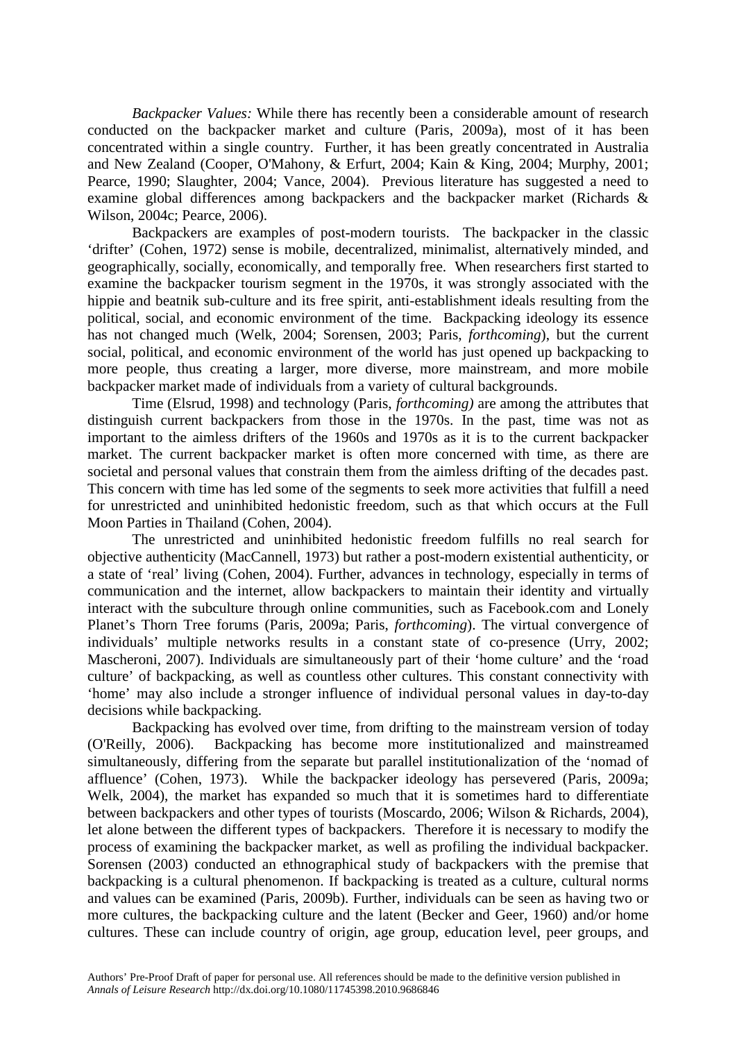*Backpacker Values:* While there has recently been a considerable amount of research conducted on the backpacker market and culture (Paris, 2009a), most of it has been concentrated within a single country. Further, it has been greatly concentrated in Australia and New Zealand (Cooper, O'Mahony, & Erfurt, 2004; Kain & King, 2004; Murphy, 2001; Pearce, 1990; Slaughter, 2004; Vance, 2004). Previous literature has suggested a need to examine global differences among backpackers and the backpacker market (Richards & Wilson, 2004c; Pearce, 2006).

Backpackers are examples of post-modern tourists. The backpacker in the classic 'drifter' (Cohen, 1972) sense is mobile, decentralized, minimalist, alternatively minded, and geographically, socially, economically, and temporally free. When researchers first started to examine the backpacker tourism segment in the 1970s, it was strongly associated with the hippie and beatnik sub-culture and its free spirit, anti-establishment ideals resulting from the political, social, and economic environment of the time. Backpacking ideology its essence has not changed much (Welk, 2004; Sorensen, 2003; Paris, *forthcoming*), but the current social, political, and economic environment of the world has just opened up backpacking to more people, thus creating a larger, more diverse, more mainstream, and more mobile backpacker market made of individuals from a variety of cultural backgrounds.

Time (Elsrud, 1998) and technology (Paris, *forthcoming)* are among the attributes that distinguish current backpackers from those in the 1970s. In the past, time was not as important to the aimless drifters of the 1960s and 1970s as it is to the current backpacker market. The current backpacker market is often more concerned with time, as there are societal and personal values that constrain them from the aimless drifting of the decades past. This concern with time has led some of the segments to seek more activities that fulfill a need for unrestricted and uninhibited hedonistic freedom, such as that which occurs at the Full Moon Parties in Thailand (Cohen, 2004).

The unrestricted and uninhibited hedonistic freedom fulfills no real search for objective authenticity (MacCannell, 1973) but rather a post-modern existential authenticity, or a state of 'real' living (Cohen, 2004). Further, advances in technology, especially in terms of communication and the internet, allow backpackers to maintain their identity and virtually interact with the subculture through online communities, such as Facebook.com and Lonely Planet's Thorn Tree forums (Paris, 2009a; Paris, *forthcoming*). The virtual convergence of individuals' multiple networks results in a constant state of co-presence (Urry, 2002; Mascheroni, 2007). Individuals are simultaneously part of their 'home culture' and the 'road culture' of backpacking, as well as countless other cultures. This constant connectivity with 'home' may also include a stronger influence of individual personal values in day-to-day decisions while backpacking.

Backpacking has evolved over time, from drifting to the mainstream version of today (O'Reilly, 2006). Backpacking has become more institutionalized and mainstreamed simultaneously, differing from the separate but parallel institutionalization of the 'nomad of affluence' (Cohen, 1973). While the backpacker ideology has persevered (Paris, 2009a; Welk, 2004), the market has expanded so much that it is sometimes hard to differentiate between backpackers and other types of tourists (Moscardo, 2006; Wilson & Richards, 2004), let alone between the different types of backpackers. Therefore it is necessary to modify the process of examining the backpacker market, as well as profiling the individual backpacker. Sorensen (2003) conducted an ethnographical study of backpackers with the premise that backpacking is a cultural phenomenon. If backpacking is treated as a culture, cultural norms and values can be examined (Paris, 2009b). Further, individuals can be seen as having two or more cultures, the backpacking culture and the latent (Becker and Geer, 1960) and/or home cultures. These can include country of origin, age group, education level, peer groups, and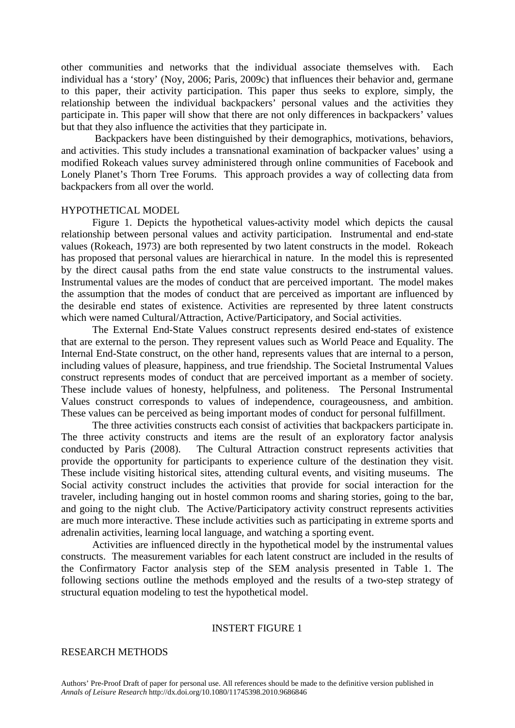other communities and networks that the individual associate themselves with. Each individual has a 'story' (Noy, 2006; Paris, 2009c) that influences their behavior and, germane to this paper, their activity participation. This paper thus seeks to explore, simply, the relationship between the individual backpackers' personal values and the activities they participate in. This paper will show that there are not only differences in backpackers' values but that they also influence the activities that they participate in.

Backpackers have been distinguished by their demographics, motivations, behaviors, and activities. This study includes a transnational examination of backpacker values' using a modified Rokeach values survey administered through online communities of Facebook and Lonely Planet's Thorn Tree Forums. This approach provides a way of collecting data from backpackers from all over the world.

## HYPOTHETICAL MODEL

Figure 1. Depicts the hypothetical values-activity model which depicts the causal relationship between personal values and activity participation. Instrumental and end-state values (Rokeach, 1973) are both represented by two latent constructs in the model. Rokeach has proposed that personal values are hierarchical in nature. In the model this is represented by the direct causal paths from the end state value constructs to the instrumental values. Instrumental values are the modes of conduct that are perceived important. The model makes the assumption that the modes of conduct that are perceived as important are influenced by the desirable end states of existence. Activities are represented by three latent constructs which were named Cultural/Attraction, Active/Participatory, and Social activities.

The External End-State Values construct represents desired end-states of existence that are external to the person. They represent values such as World Peace and Equality. The Internal End-State construct, on the other hand, represents values that are internal to a person, including values of pleasure, happiness, and true friendship. The Societal Instrumental Values construct represents modes of conduct that are perceived important as a member of society. These include values of honesty, helpfulness, and politeness. The Personal Instrumental Values construct corresponds to values of independence, courageousness, and ambition. These values can be perceived as being important modes of conduct for personal fulfillment.

The three activities constructs each consist of activities that backpackers participate in. The three activity constructs and items are the result of an exploratory factor analysis conducted by Paris (2008). The Cultural Attraction construct represents activities that provide the opportunity for participants to experience culture of the destination they visit. These include visiting historical sites, attending cultural events, and visiting museums. The Social activity construct includes the activities that provide for social interaction for the traveler, including hanging out in hostel common rooms and sharing stories, going to the bar, and going to the night club. The Active/Participatory activity construct represents activities are much more interactive. These include activities such as participating in extreme sports and adrenalin activities, learning local language, and watching a sporting event.

Activities are influenced directly in the hypothetical model by the instrumental values constructs. The measurement variables for each latent construct are included in the results of the Confirmatory Factor analysis step of the SEM analysis presented in Table 1. The following sections outline the methods employed and the results of a two-step strategy of structural equation modeling to test the hypothetical model.

INSTERT FIGURE 1

## RESEARCH METHODS

Authors' Pre-Proof Draft of paper for personal use. All references should be made to the definitive version published in *Annals of Leisure Research* http://dx.doi.org/10.1080/11745398.2010.9686846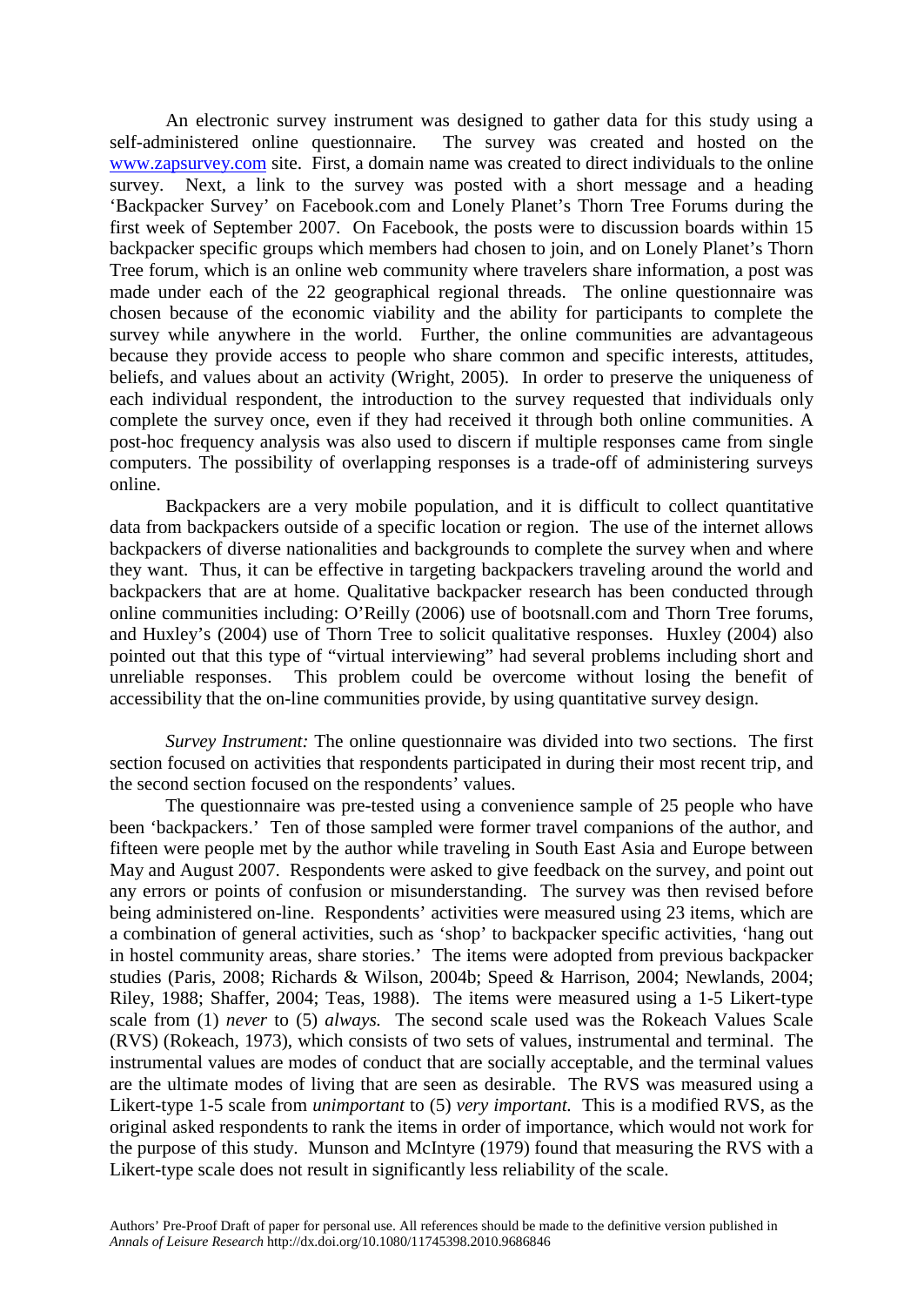An electronic survey instrument was designed to gather data for this study using a self-administered online questionnaire. The survey was created and hosted on the www.zapsurvey.com site. First, a domain name was created to direct individuals to the online survey. Next, a link to the survey was posted with a short message and a heading 'Backpacker Survey' on Facebook.com and Lonely Planet's Thorn Tree Forums during the first week of September 2007. On Facebook, the posts were to discussion boards within 15 backpacker specific groups which members had chosen to join, and on Lonely Planet's Thorn Tree forum, which is an online web community where travelers share information, a post was made under each of the 22 geographical regional threads. The online questionnaire was chosen because of the economic viability and the ability for participants to complete the survey while anywhere in the world. Further, the online communities are advantageous because they provide access to people who share common and specific interests, attitudes, beliefs, and values about an activity (Wright, 2005). In order to preserve the uniqueness of each individual respondent, the introduction to the survey requested that individuals only complete the survey once, even if they had received it through both online communities. A post-hoc frequency analysis was also used to discern if multiple responses came from single computers. The possibility of overlapping responses is a trade-off of administering surveys online.

Backpackers are a very mobile population, and it is difficult to collect quantitative data from backpackers outside of a specific location or region. The use of the internet allows backpackers of diverse nationalities and backgrounds to complete the survey when and where they want. Thus, it can be effective in targeting backpackers traveling around the world and backpackers that are at home. Qualitative backpacker research has been conducted through online communities including: O'Reilly (2006) use of bootsnall.com and Thorn Tree forums, and Huxley's (2004) use of Thorn Tree to solicit qualitative responses. Huxley (2004) also pointed out that this type of "virtual interviewing" had several problems including short and unreliable responses. This problem could be overcome without losing the benefit of accessibility that the on-line communities provide, by using quantitative survey design.

*Survey Instrument:* The online questionnaire was divided into two sections. The first section focused on activities that respondents participated in during their most recent trip, and the second section focused on the respondents' values.

The questionnaire was pre-tested using a convenience sample of 25 people who have been 'backpackers.' Ten of those sampled were former travel companions of the author, and fifteen were people met by the author while traveling in South East Asia and Europe between May and August 2007. Respondents were asked to give feedback on the survey, and point out any errors or points of confusion or misunderstanding. The survey was then revised before being administered on-line. Respondents' activities were measured using 23 items, which are a combination of general activities, such as 'shop' to backpacker specific activities, 'hang out in hostel community areas, share stories.' The items were adopted from previous backpacker studies (Paris, 2008; Richards & Wilson, 2004b; Speed & Harrison, 2004; Newlands, 2004; Riley, 1988; Shaffer, 2004; Teas, 1988). The items were measured using a 1-5 Likert-type scale from (1) *never* to (5) *always.* The second scale used was the Rokeach Values Scale (RVS) (Rokeach, 1973), which consists of two sets of values, instrumental and terminal. The instrumental values are modes of conduct that are socially acceptable, and the terminal values are the ultimate modes of living that are seen as desirable. The RVS was measured using a Likert-type 1-5 scale from *unimportant* to (5) *very important.* This is a modified RVS, as the original asked respondents to rank the items in order of importance, which would not work for the purpose of this study. Munson and McIntyre (1979) found that measuring the RVS with a Likert-type scale does not result in significantly less reliability of the scale.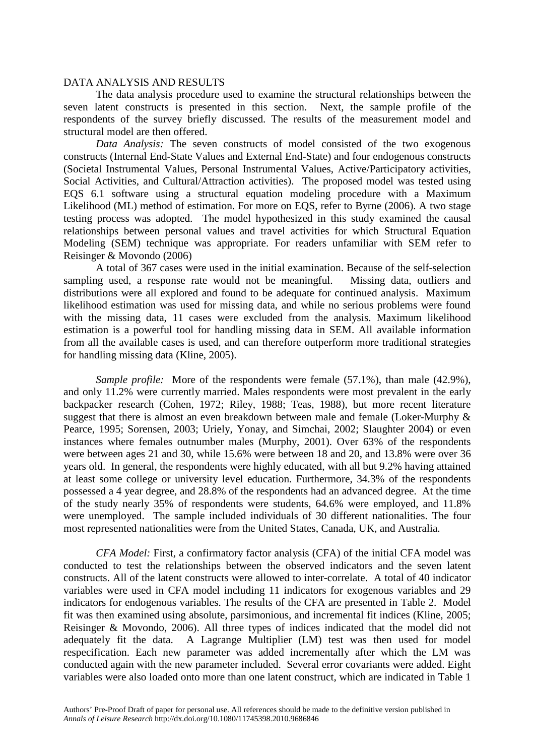DATA ANALYSIS AND RESULTS

The data analysis procedure used to examine the structural relationships between the seven latent constructs is presented in this section. Next, the sample profile of the respondents of the survey briefly discussed. The results of the measurement model and structural model are then offered.

*Data Analysis:* The seven constructs of model consisted of the two exogenous constructs (Internal End-State Values and External End-State) and four endogenous constructs (Societal Instrumental Values, Personal Instrumental Values, Active/Participatory activities, Social Activities, and Cultural/Attraction activities). The proposed model was tested using EQS 6.1 software using a structural equation modeling procedure with a Maximum Likelihood (ML) method of estimation. For more on EQS, refer to Byrne (2006). A two stage testing process was adopted. The model hypothesized in this study examined the causal relationships between personal values and travel activities for which Structural Equation Modeling (SEM) technique was appropriate. For readers unfamiliar with SEM refer to Reisinger & Movondo (2006)

A total of 367 cases were used in the initial examination. Because of the self-selection sampling used, a response rate would not be meaningful. Missing data, outliers and distributions were all explored and found to be adequate for continued analysis. Maximum likelihood estimation was used for missing data, and while no serious problems were found with the missing data, 11 cases were excluded from the analysis. Maximum likelihood estimation is a powerful tool for handling missing data in SEM. All available information from all the available cases is used, and can therefore outperform more traditional strategies for handling missing data (Kline, 2005).

*Sample profile:* More of the respondents were female (57.1%), than male (42.9%), and only 11.2% were currently married. Males respondents were most prevalent in the early backpacker research (Cohen, 1972; Riley, 1988; Teas, 1988), but more recent literature suggest that there is almost an even breakdown between male and female (Loker-Murphy & Pearce, 1995; Sorensen, 2003; Uriely, Yonay, and Simchai, 2002; Slaughter 2004) or even instances where females outnumber males (Murphy, 2001). Over 63% of the respondents were between ages 21 and 30, while 15.6% were between 18 and 20, and 13.8% were over 36 years old. In general, the respondents were highly educated, with all but 9.2% having attained at least some college or university level education. Furthermore, 34.3% of the respondents possessed a 4 year degree, and 28.8% of the respondents had an advanced degree. At the time of the study nearly 35% of respondents were students, 64.6% were employed, and 11.8% were unemployed. The sample included individuals of 30 different nationalities. The four most represented nationalities were from the United States, Canada, UK, and Australia.

*CFA Model:* First, a confirmatory factor analysis (CFA) of the initial CFA model was conducted to test the relationships between the observed indicators and the seven latent constructs. All of the latent constructs were allowed to inter-correlate. A total of 40 indicator variables were used in CFA model including 11 indicators for exogenous variables and 29 indicators for endogenous variables. The results of the CFA are presented in Table 2. Model fit was then examined using absolute, parsimonious, and incremental fit indices (Kline, 2005; Reisinger & Movondo, 2006). All three types of indices indicated that the model did not adequately fit the data. A Lagrange Multiplier (LM) test was then used for model respecification. Each new parameter was added incrementally after which the LM was conducted again with the new parameter included. Several error covariants were added. Eight variables were also loaded onto more than one latent construct, which are indicated in Table 1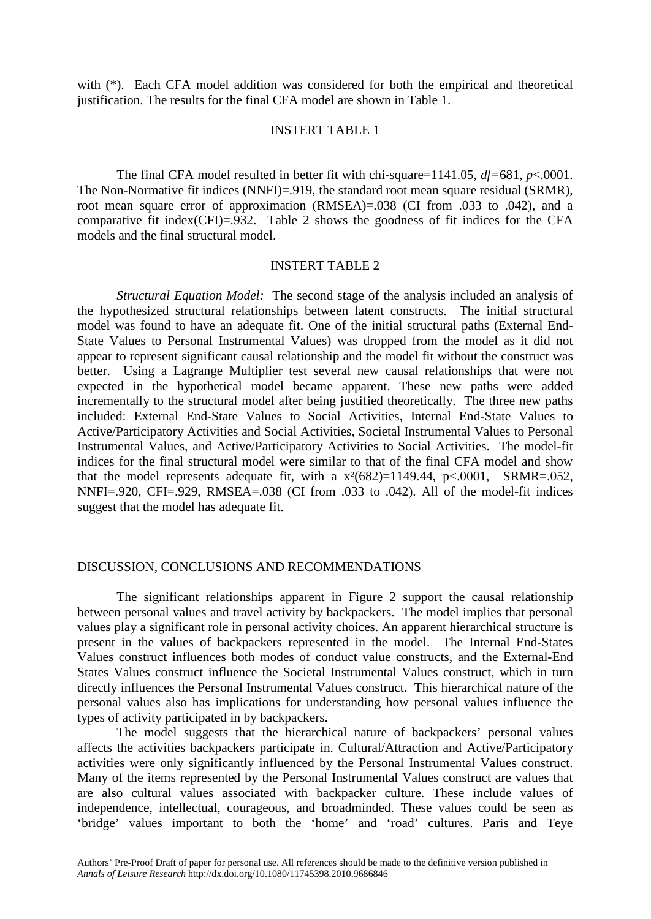with (*). Each CFA model addition was considered for both the empirical and theoretical justification. The results for the final CFA model are shown in Table 1.

INSTERT TABLE 1

The final CFA model resulted in better fit with chi-square=1141.05, *df*=681, *p*<.0001. The Non-Normative fit indices (NNFI)=.919, the standard root mean square residual (SRMR), root mean square error of approximation (RMSEA)=.038 (CI from .033 to .042), and a comparative fit index(CFI)=.932. Table 2 shows the goodness of fit indices for the CFA models and the final structural model.

INSTERT TABLE 2

*Structural Equation Model:* The second stage of the analysis included an analysis of the hypothesized structural relationships between latent constructs. The initial structural model was found to have an adequate fit. One of the initial structural paths (External End-State Values to Personal Instrumental Values) was dropped from the model as it did not appear to represent significant causal relationship and the model fit without the construct was better. Using a Lagrange Multiplier test several new causal relationships that were not expected in the hypothetical model became apparent. These new paths were added incrementally to the structural model after being justified theoretically. The three new paths included: External End-State Values to Social Activities, Internal End-State Values to Active/Participatory Activities and Social Activities, Societal Instrumental Values to Personal Instrumental Values, and Active/Participatory Activities to Social Activities. The model-fit indices for the final structural model were similar to that of the final CFA model and show that the model represents adequate fit, with a $x^2(682)=1149.44$, $p<.0001$, SRMR=.052, NNFI=.920, CFI=.929, RMSEA=.038 (CI from .033 to .042). All of the model-fit indices suggest that the model has adequate fit.

## DISCUSSION, CONCLUSIONS AND RECOMMENDATIONS

The significant relationships apparent in Figure 2 support the causal relationship between personal values and travel activity by backpackers. The model implies that personal values play a significant role in personal activity choices. An apparent hierarchical structure is present in the values of backpackers represented in the model. The Internal End-States Values construct influences both modes of conduct value constructs, and the External-End States Values construct influence the Societal Instrumental Values construct, which in turn directly influences the Personal Instrumental Values construct. This hierarchical nature of the personal values also has implications for understanding how personal values influence the types of activity participated in by backpackers.

The model suggests that the hierarchical nature of backpackers' personal values affects the activities backpackers participate in. Cultural/Attraction and Active/Participatory activities were only significantly influenced by the Personal Instrumental Values construct. Many of the items represented by the Personal Instrumental Values construct are values that are also cultural values associated with backpacker culture. These include values of independence, intellectual, courageous, and broadminded. These values could be seen as 'bridge' values important to both the 'home' and 'road' cultures. Paris and Teye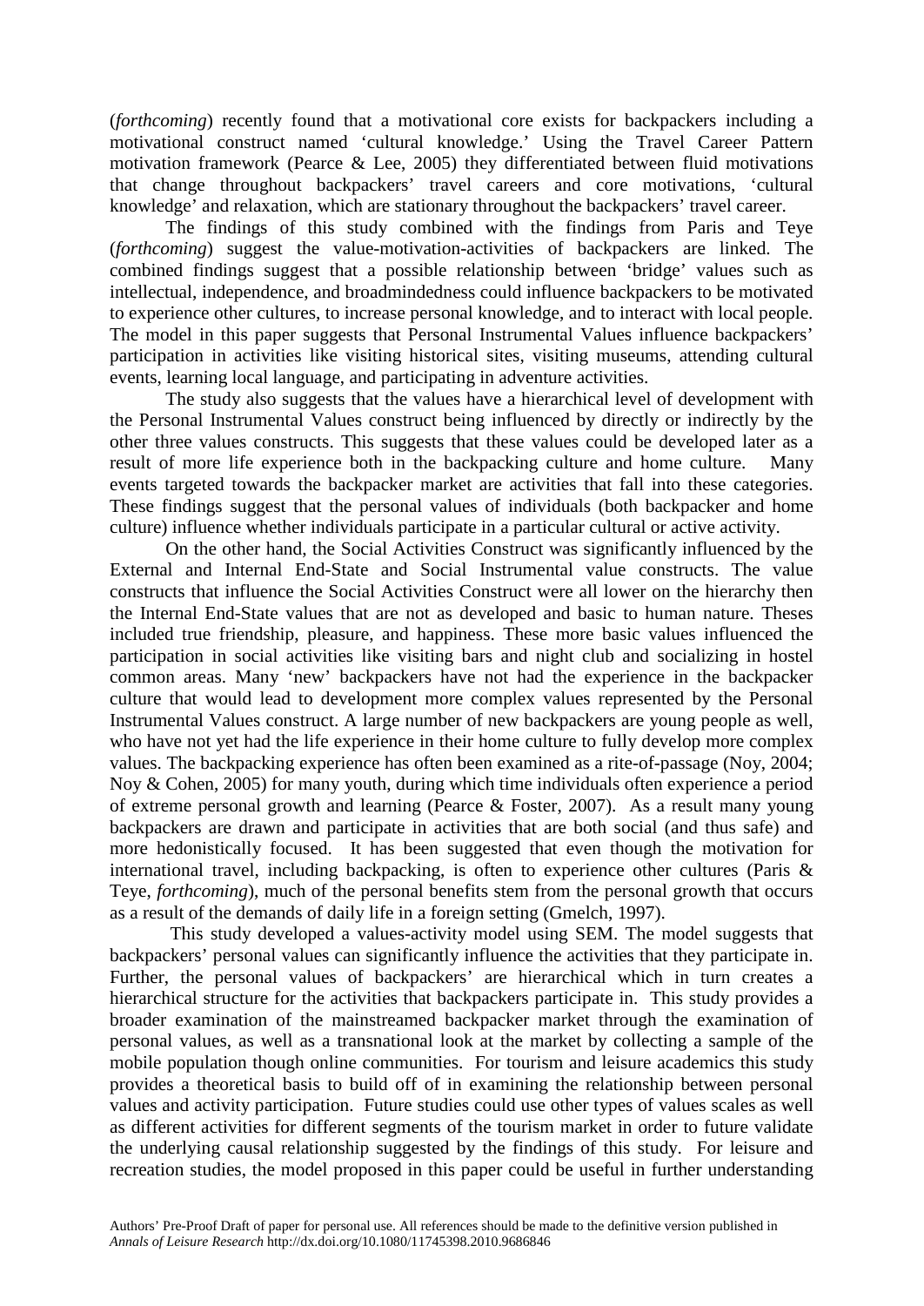(*forthcoming*) recently found that a motivational core exists for backpackers including a motivational construct named 'cultural knowledge.' Using the Travel Career Pattern motivation framework (Pearce & Lee, 2005) they differentiated between fluid motivations that change throughout backpackers' travel careers and core motivations, 'cultural knowledge' and relaxation, which are stationary throughout the backpackers' travel career.

The findings of this study combined with the findings from Paris and Teye (*forthcoming*) suggest the value-motivation-activities of backpackers are linked. The combined findings suggest that a possible relationship between 'bridge' values such as intellectual, independence, and broadmindedness could influence backpackers to be motivated to experience other cultures, to increase personal knowledge, and to interact with local people. The model in this paper suggests that Personal Instrumental Values influence backpackers' participation in activities like visiting historical sites, visiting museums, attending cultural events, learning local language, and participating in adventure activities.

The study also suggests that the values have a hierarchical level of development with the Personal Instrumental Values construct being influenced by directly or indirectly by the other three values constructs. This suggests that these values could be developed later as a result of more life experience both in the backpacking culture and home culture. Many events targeted towards the backpacker market are activities that fall into these categories. These findings suggest that the personal values of individuals (both backpacker and home culture) influence whether individuals participate in a particular cultural or active activity.

On the other hand, the Social Activities Construct was significantly influenced by the External and Internal End-State and Social Instrumental value constructs. The value constructs that influence the Social Activities Construct were all lower on the hierarchy then the Internal End-State values that are not as developed and basic to human nature. Theses included true friendship, pleasure, and happiness. These more basic values influenced the participation in social activities like visiting bars and night club and socializing in hostel common areas. Many 'new' backpackers have not had the experience in the backpacker culture that would lead to development more complex values represented by the Personal Instrumental Values construct. A large number of new backpackers are young people as well, who have not yet had the life experience in their home culture to fully develop more complex values. The backpacking experience has often been examined as a rite-of-passage (Noy, 2004; Noy & Cohen, 2005) for many youth, during which time individuals often experience a period of extreme personal growth and learning (Pearce & Foster, 2007). As a result many young backpackers are drawn and participate in activities that are both social (and thus safe) and more hedonistically focused. It has been suggested that even though the motivation for international travel, including backpacking, is often to experience other cultures (Paris & Teye, *forthcoming*), much of the personal benefits stem from the personal growth that occurs as a result of the demands of daily life in a foreign setting (Gmelch, 1997).

This study developed a values-activity model using SEM. The model suggests that backpackers' personal values can significantly influence the activities that they participate in. Further, the personal values of backpackers' are hierarchical which in turn creates a hierarchical structure for the activities that backpackers participate in. This study provides a broader examination of the mainstreamed backpacker market through the examination of personal values, as well as a transnational look at the market by collecting a sample of the mobile population though online communities. For tourism and leisure academics this study provides a theoretical basis to build off of in examining the relationship between personal values and activity participation. Future studies could use other types of values scales as well as different activities for different segments of the tourism market in order to future validate the underlying causal relationship suggested by the findings of this study. For leisure and recreation studies, the model proposed in this paper could be useful in further understanding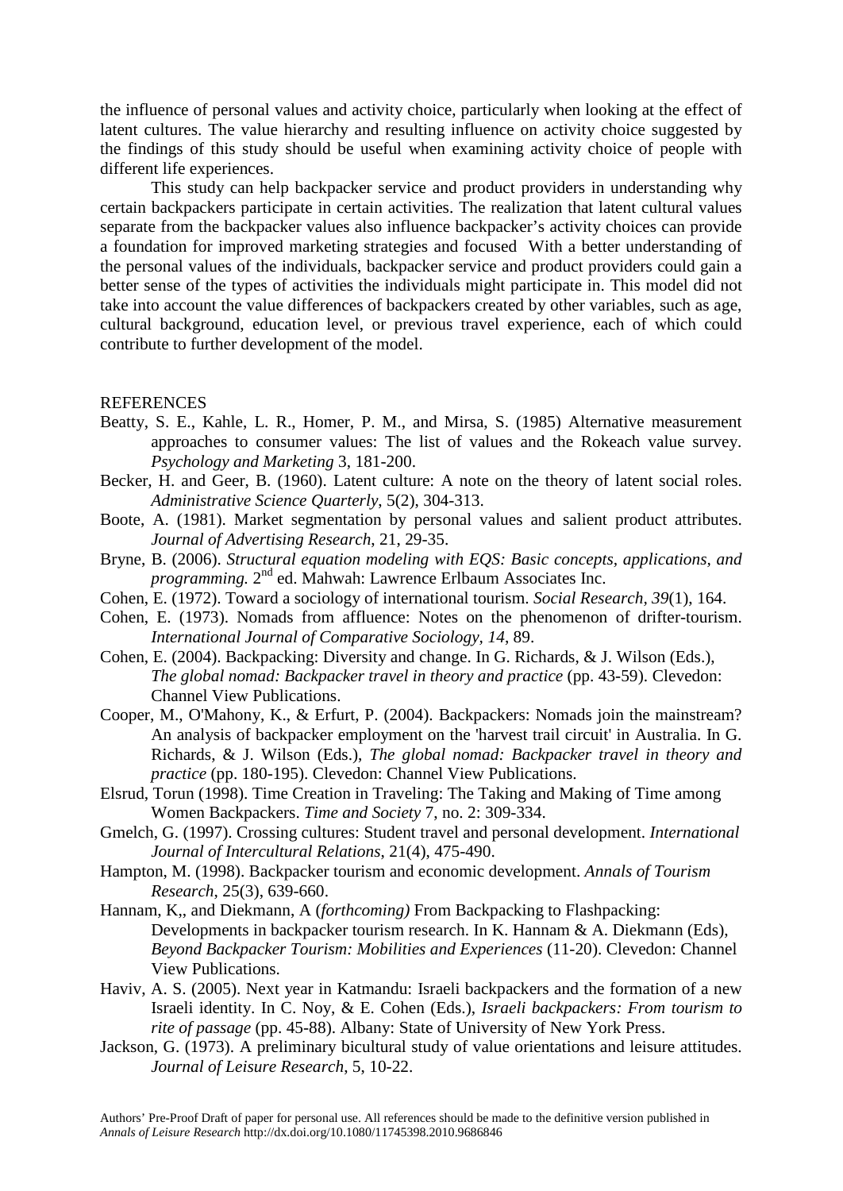the influence of personal values and activity choice, particularly when looking at the effect of latent cultures. The value hierarchy and resulting influence on activity choice suggested by the findings of this study should be useful when examining activity choice of people with different life experiences.

This study can help backpacker service and product providers in understanding why certain backpackers participate in certain activities. The realization that latent cultural values separate from the backpacker values also influence backpacker's activity choices can provide a foundation for improved marketing strategies and focused With a better understanding of the personal values of the individuals, backpacker service and product providers could gain a better sense of the types of activities the individuals might participate in. This model did not take into account the value differences of backpackers created by other variables, such as age, cultural background, education level, or previous travel experience, each of which could contribute to further development of the model.

## REFERENCES

Beatty, S. E., Kahle, L. R., Homer, P. M., and Mirsa, S. (1985) Alternative measurement approaches to consumer values: The list of values and the Rokeach value survey. *Psychology and Marketing* 3, 181-200.

Becker, H. and Geer, B. (1960). Latent culture: A note on the theory of latent social roles. *Administrative Science Quarterly*, 5(2), 304-313.

Boote, A. (1981). Market segmentation by personal values and salient product attributes. *Journal of Advertising Research*, 21, 29-35.

Bryne, B. (2006). *Structural equation modeling with EQS: Basic concepts, applications, and programming.* 2nd ed. Mahwah: Lawrence Erlbaum Associates Inc.

Cohen, E. (1972). Toward a sociology of international tourism. *Social Research, 39*(1), 164.

Cohen, E. (1973). Nomads from affluence: Notes on the phenomenon of drifter-tourism. *International Journal of Comparative Sociology*, *14*, 89.

Cohen, E. (2004). Backpacking: Diversity and change. In G. Richards, & J. Wilson (Eds.), *The global nomad: Backpacker travel in theory and practice* (pp. 43-59). Clevedon: Channel View Publications.

Cooper, M., O'Mahony, K., & Erfurt, P. (2004). Backpackers: Nomads join the mainstream? An analysis of backpacker employment on the 'harvest trail circuit' in Australia. In G. Richards, & J. Wilson (Eds.), *The global nomad: Backpacker travel in theory and practice* (pp. 180-195). Clevedon: Channel View Publications.

Elsrud, Torun (1998). Time Creation in Traveling: The Taking and Making of Time among Women Backpackers. *Time and Society* 7, no. 2: 309-334.

Gmelch, G. (1997). Crossing cultures: Student travel and personal development. *International Journal of Intercultural Relations*, 21(4), 475-490.

Hampton, M. (1998). Backpacker tourism and economic development. *Annals of Tourism Research*, 25(3), 639-660.

Hannam, K,, and Diekmann, A (*forthcoming)* From Backpacking to Flashpacking: Developments in backpacker tourism research. In K. Hannam & A. Diekmann (Eds), *Beyond Backpacker Tourism: Mobilities and Experiences* (11-20). Clevedon: Channel View Publications.

Haviv, A. S. (2005). Next year in Katmandu: Israeli backpackers and the formation of a new Israeli identity. In C. Noy, & E. Cohen (Eds.), *Israeli backpackers: From tourism to rite of passage* (pp. 45-88). Albany: State of University of New York Press.

Jackson, G. (1973). A preliminary bicultural study of value orientations and leisure attitudes. *Journal of Leisure Research*, 5, 10-22.

Authors' Pre-Proof Draft of paper for personal use. All references should be made to the definitive version published in *Annals of Leisure Research* http://dx.doi.org/10.1080/11745398.2010.9686846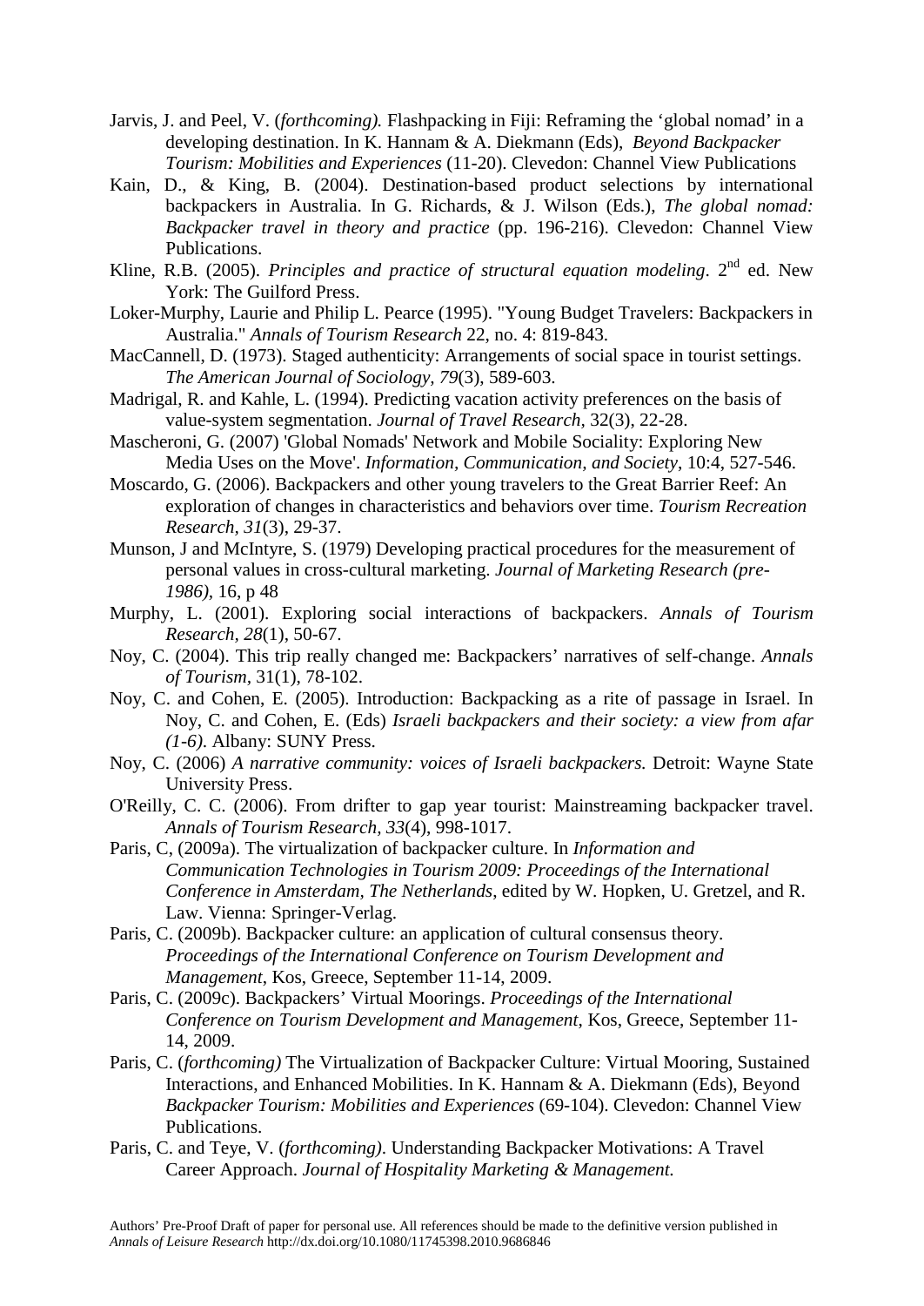Jarvis, J. and Peel, V. (*forthcoming).* Flashpacking in Fiji: Reframing the 'global nomad' in a developing destination. In K. Hannam & A. Diekmann (Eds), *Beyond Backpacker Tourism: Mobilities and Experiences* (11-20). Clevedon: Channel View Publications

Kain, D., & King, B. (2004). Destination-based product selections by international backpackers in Australia. In G. Richards, & J. Wilson (Eds.), *The global nomad: Backpacker travel in theory and practice* (pp. 196-216). Clevedon: Channel View Publications.

Kline, R.B. (2005). *Principles and practice of structural equation modeling*. 2nd ed. New York: The Guilford Press.

Loker-Murphy, Laurie and Philip L. Pearce (1995). "Young Budget Travelers: Backpackers in Australia." *Annals of Tourism Research* 22, no. 4: 819-843.

MacCannell, D. (1973). Staged authenticity: Arrangements of social space in tourist settings. *The American Journal of Sociology, 79*(3), 589-603.

Madrigal, R. and Kahle, L. (1994). Predicting vacation activity preferences on the basis of value-system segmentation. *Journal of Travel Research*, 32(3), 22-28.

Mascheroni, G. (2007) 'Global Nomads' Network and Mobile Sociality: Exploring New Media Uses on the Move'. *Information, Communication, and Society*, 10:4, 527-546.

Moscardo, G. (2006). Backpackers and other young travelers to the Great Barrier Reef: An exploration of changes in characteristics and behaviors over time. *Tourism Recreation Research, 31*(3), 29-37.

Munson, J and McIntyre, S. (1979) Developing practical procedures for the measurement of personal values in cross-cultural marketing. *Journal of Marketing Research (pre-1986)*, 16, p 48

Murphy, L. (2001). Exploring social interactions of backpackers. *Annals of Tourism Research*, *28*(1), 50-67.

Noy, C. (2004). This trip really changed me: Backpackers' narratives of self-change. *Annals of Tourism,* 31(1), 78-102.

Noy, C. and Cohen, E. (2005). Introduction: Backpacking as a rite of passage in Israel. In Noy, C. and Cohen, E. (Eds) *Israeli backpackers and their society: a view from afar (1-6)*. Albany: SUNY Press.

Noy, C. (2006) *A narrative community: voices of Israeli backpackers.* Detroit: Wayne State University Press.

O'Reilly, C. C. (2006). From drifter to gap year tourist: Mainstreaming backpacker travel. *Annals of Tourism Research, 33*(4), 998-1017.

Paris, C, (2009a). The virtualization of backpacker culture. In *Information and Communication Technologies in Tourism 2009: Proceedings of the International Conference in Amsterdam, The Netherlands*, edited by W. Hopken, U. Gretzel, and R. Law. Vienna: Springer-Verlag.

Paris, C. (2009b). Backpacker culture: an application of cultural consensus theory. *Proceedings of the International Conference on Tourism Development and Management*, Kos, Greece, September 11-14, 2009.

Paris, C. (2009c). Backpackers' Virtual Moorings. *Proceedings of the International Conference on Tourism Development and Management*, Kos, Greece, September 11-14, 2009.

Paris, C. (*forthcoming)* The Virtualization of Backpacker Culture: Virtual Mooring, Sustained Interactions, and Enhanced Mobilities. In K. Hannam & A. Diekmann (Eds), Beyond *Backpacker Tourism: Mobilities and Experiences* (69-104). Clevedon: Channel View Publications.

Paris, C. and Teye, V. (*forthcoming)*. Understanding Backpacker Motivations: A Travel Career Approach. *Journal of Hospitality Marketing & Management.*

Authors' Pre-Proof Draft of paper for personal use. All references should be made to the definitive version published in *Annals of Leisure Research* http://dx.doi.org/10.1080/11745398.2010.9686846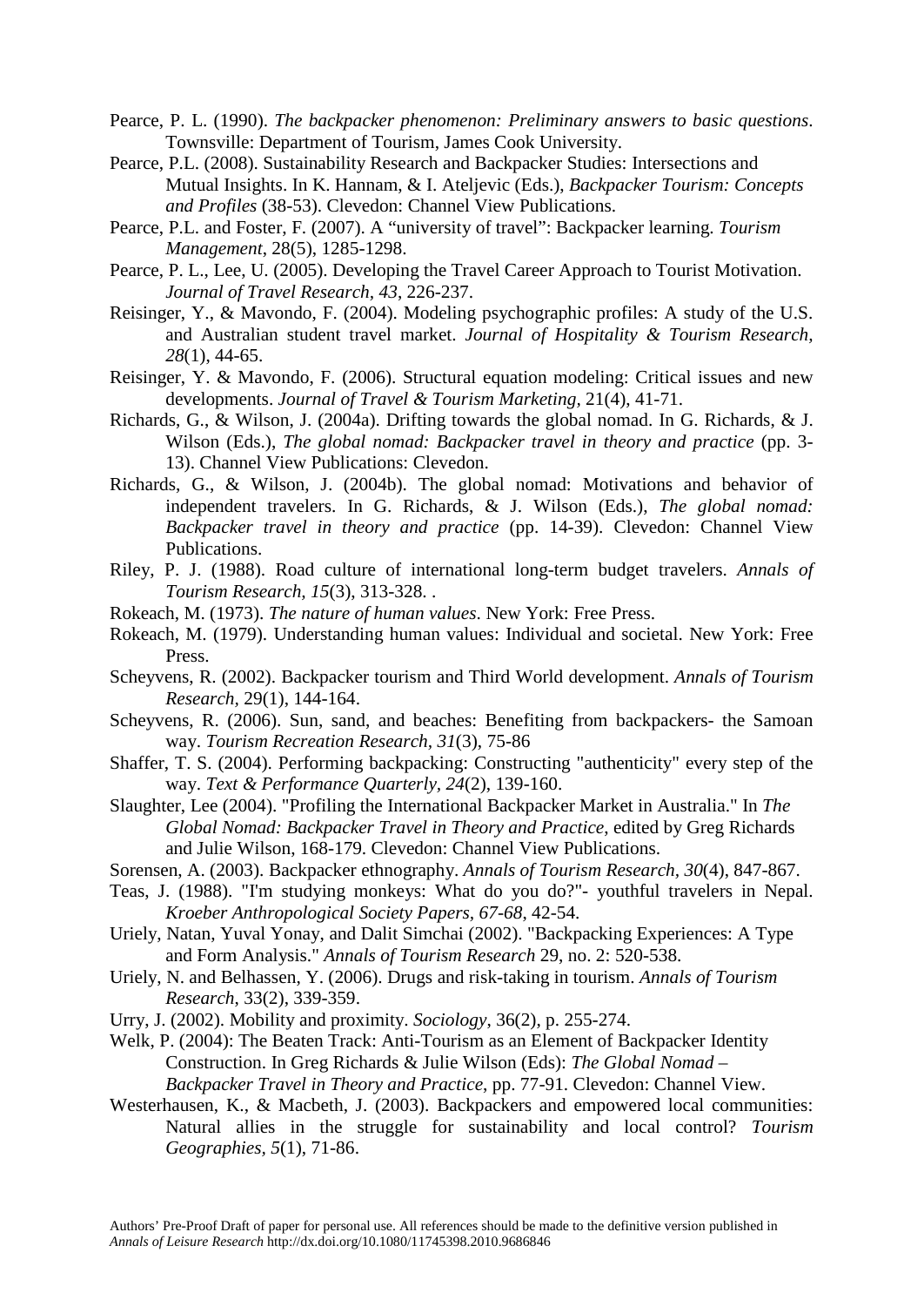Pearce, P. L. (1990). *The backpacker phenomenon: Preliminary answers to basic questions*. Townsville: Department of Tourism, James Cook University.

Pearce, P.L. (2008). Sustainability Research and Backpacker Studies: Intersections and Mutual Insights. In K. Hannam, & I. Ateljevic (Eds.), *Backpacker Tourism: Concepts and Profiles* (38-53). Clevedon: Channel View Publications.

Pearce, P.L. and Foster, F. (2007). A "university of travel": Backpacker learning. *Tourism Management*, 28(5), 1285-1298.

Pearce, P. L., Lee, U. (2005). Developing the Travel Career Approach to Tourist Motivation. *Journal of Travel Research, 43*, 226-237.

Reisinger, Y., & Mavondo, F. (2004). Modeling psychographic profiles: A study of the U.S. and Australian student travel market. *Journal of Hospitality & Tourism Research, 28*(1), 44-65.

Reisinger, Y. & Mavondo, F. (2006). Structural equation modeling: Critical issues and new developments. *Journal of Travel & Tourism Marketing,* 21(4), 41-71.

Richards, G., & Wilson, J. (2004a). Drifting towards the global nomad. In G. Richards, & J. Wilson (Eds.), *The global nomad: Backpacker travel in theory and practice* (pp. 3-13). Channel View Publications: Clevedon.

Richards, G., & Wilson, J. (2004b). The global nomad: Motivations and behavior of independent travelers. In G. Richards, & J. Wilson (Eds.), *The global nomad: Backpacker travel in theory and practice* (pp. 14-39). Clevedon: Channel View Publications.

Riley, P. J. (1988). Road culture of international long-term budget travelers. *Annals of Tourism Research, 15*(3), 313-328. .

Rokeach, M. (1973). *The nature of human values*. New York: Free Press.

Rokeach, M. (1979). Understanding human values: Individual and societal. New York: Free Press.

Scheyvens, R. (2002). Backpacker tourism and Third World development. *Annals of Tourism Research*, 29(1), 144-164.

Scheyvens, R. (2006). Sun, sand, and beaches: Benefiting from backpackers- the Samoan way. *Tourism Recreation Research, 31*(3), 75-86

Shaffer, T. S. (2004). Performing backpacking: Constructing "authenticity" every step of the way. *Text & Performance Quarterly, 24*(2), 139-160.

Slaughter, Lee (2004). "Profiling the International Backpacker Market in Australia." In *The Global Nomad: Backpacker Travel in Theory and Practice*, edited by Greg Richards and Julie Wilson, 168-179. Clevedon: Channel View Publications.

Sorensen, A. (2003). Backpacker ethnography. *Annals of Tourism Research, 30*(4), 847-867.

Teas, J. (1988). "I'm studying monkeys: What do you do?"- youthful travelers in Nepal. *Kroeber Anthropological Society Papers, 67-68*, 42-54.

Uriely, Natan, Yuval Yonay, and Dalit Simchai (2002). "Backpacking Experiences: A Type and Form Analysis." *Annals of Tourism Research* 29, no. 2: 520-538.

Uriely, N. and Belhassen, Y. (2006). Drugs and risk-taking in tourism. *Annals of Tourism Research*, 33(2), 339-359.

Urry, J. (2002). Mobility and proximity. *Sociology*, 36(2), p. 255-274.

Welk, P. (2004): The Beaten Track: Anti-Tourism as an Element of Backpacker Identity Construction. In Greg Richards & Julie Wilson (Eds): *The Global Nomad – Backpacker Travel in Theory and Practice*, pp. 77-91. Clevedon: Channel View.

Westerhausen, K., & Macbeth, J. (2003). Backpackers and empowered local communities: Natural allies in the struggle for sustainability and local control? *Tourism Geographies, 5*(1), 71-86.

Authors' Pre-Proof Draft of paper for personal use. All references should be made to the definitive version published in *Annals of Leisure Research* http://dx.doi.org/10.1080/11745398.2010.9686846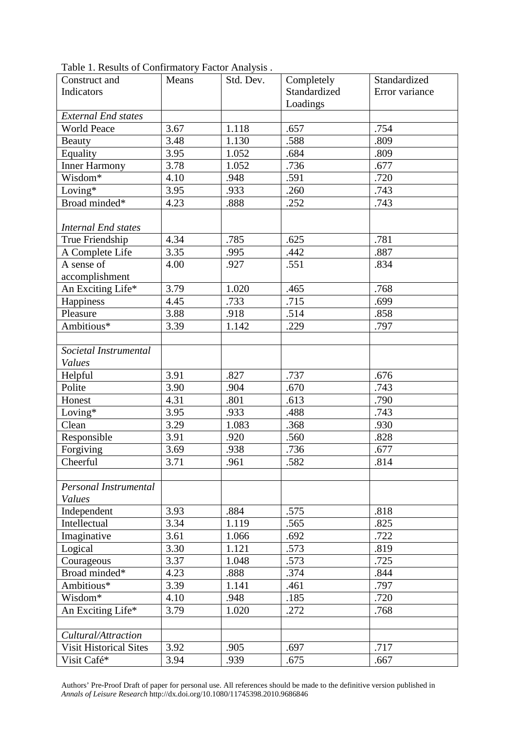Table 1. Results of Confirmatory Factor Analysis .

| Construct and Indicators | Means | Std. Dev. | Completely Standardized Loadings | Standardized Error variance |
|---|---|---|---|---|
| *External End states* | | | | |
| World Peace | 3.67 | 1.118 | .657 | .754 |
| Beauty | 3.48 | 1.130 | .588 | .809 |
| Equality | 3.95 | 1.052 | .684 | .809 |
| Inner Harmony | 3.78 | 1.052 | .736 | .677 |
| Wisdom* | 4.10 | .948 | .591 | .720 |
| Loving* | 3.95 | .933 | .260 | .743 |
| Broad minded* | 4.23 | .888 | .252 | .743 |
| *Internal End states* | | | | |
| True Friendship | 4.34 | .785 | .625 | .781 |
| A Complete Life | 3.35 | .995 | .442 | .887 |
| A sense of accomplishment | 4.00 | .927 | .551 | .834 |
| An Exciting Life* | 3.79 | 1.020 | .465 | .768 |
| Happiness | 4.45 | .733 | .715 | .699 |
| Pleasure | 3.88 | .918 | .514 | .858 |
| Ambitious* | 3.39 | 1.142 | .229 | .797 |
| | | | | |
| *Societal Instrumental Values* | | | | |
| Helpful | 3.91 | .827 | .737 | .676 |
| Polite | 3.90 | .904 | .670 | .743 |
| Honest | 4.31 | .801 | .613 | .790 |
| Loving* | 3.95 | .933 | .488 | .743 |
| Clean | 3.29 | 1.083 | .368 | .930 |
| Responsible | 3.91 | .920 | .560 | .828 |
| Forgiving | 3.69 | .938 | .736 | .677 |
| Cheerful | 3.71 | .961 | .582 | .814 |
| | | | | |
| *Personal Instrumental Values* | | | | |
| Independent | 3.93 | .884 | .575 | .818 |
| Intellectual | 3.34 | 1.119 | .565 | .825 |
| Imaginative | 3.61 | 1.066 | .692 | .722 |
| Logical | 3.30 | 1.121 | .573 | .819 |
| Courageous | 3.37 | 1.048 | .573 | .725 |
| Broad minded* | 4.23 | .888 | .374 | .844 |
| Ambitious* | 3.39 | 1.141 | .461 | .797 |
| Wisdom* | 4.10 | .948 | .185 | .720 |
| An Exciting Life* | 3.79 | 1.020 | .272 | .768 |
| | | | | |
| *Cultural/Attraction* | | | | |
| Visit Historical Sites | 3.92 | .905 | .697 | .717 |
| Visit Café* | 3.94 | .939 | .675 | .667 |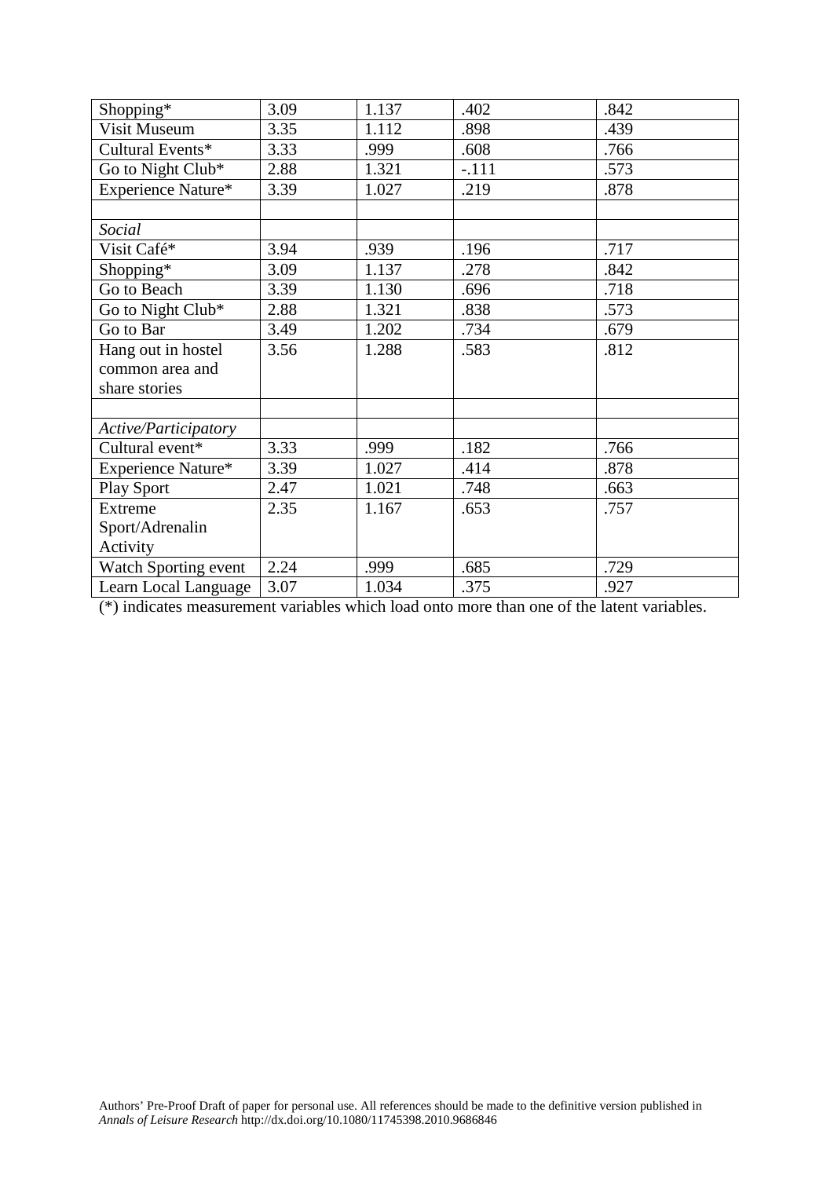| | | | | |
|---|---|---|---|---|
| Shopping* | 3.09 | 1.137 | .402 | .842 |
| Visit Museum | 3.35 | 1.112 | .898 | .439 |
| Cultural Events* | 3.33 | .999 | .608 | .766 |
| Go to Night Club* | 2.88 | 1.321 | -.111 | .573 |
| Experience Nature* | 3.39 | 1.027 | .219 | .878 |
| | | | | |
| *Social* | | | | |
| Visit Café* | 3.94 | .939 | .196 | .717 |
| Shopping* | 3.09 | 1.137 | .278 | .842 |
| Go to Beach | 3.39 | 1.130 | .696 | .718 |
| Go to Night Club* | 2.88 | 1.321 | .838 | .573 |
| Go to Bar | 3.49 | 1.202 | .734 | .679 |
| Hang out in hostel common area and share stories | 3.56 | 1.288 | .583 | .812 |
| | | | | |
| *Active/Participatory* | | | | |
| Cultural event* | 3.33 | .999 | .182 | .766 |
| Experience Nature* | 3.39 | 1.027 | .414 | .878 |
| Play Sport | 2.47 | 1.021 | .748 | .663 |
| Extreme Sport/Adrenalin Activity | 2.35 | 1.167 | .653 | .757 |
| Watch Sporting event | 2.24 | .999 | .685 | .729 |
| Learn Local Language | 3.07 | 1.034 | .375 | .927 |

(*) indicates measurement variables which load onto more than one of the latent variables.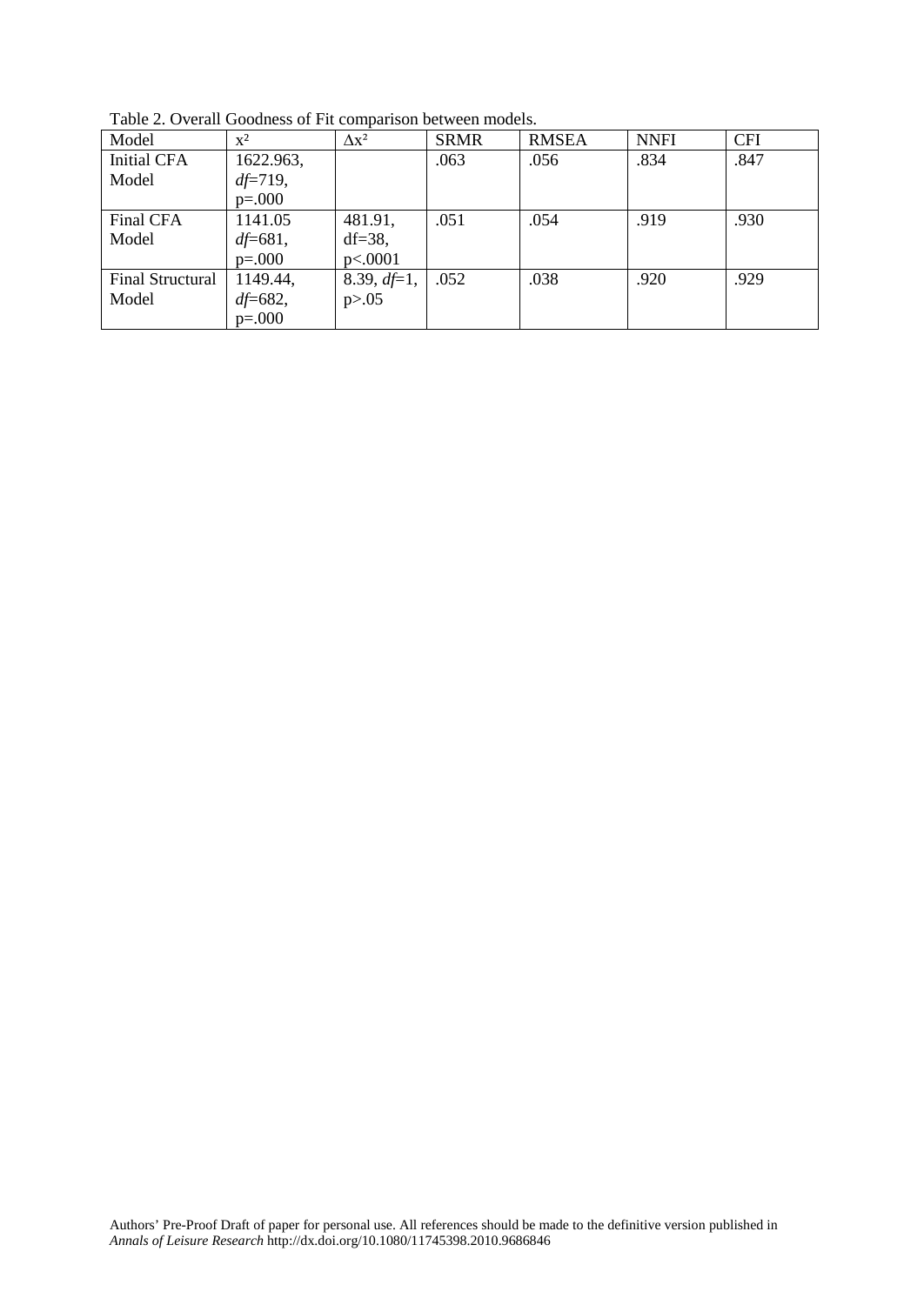Table 2. Overall Goodness of Fit comparison between models.

| Model | $x^2$ | $\Delta x^2$ | SRMR | RMSEA | NNFI | CFI |
|---|---|---|---|---|---|---|
| Initial CFA Model | 1622.963, $df$=719, $p$=.000 | | .063 | .056 | .834 | .847 |
| Final CFA Model | 1141.05 $df$=681, $p$=.000 | 481.91, df=38, $p<.0001$ | .051 | .054 | .919 | .930 |
| Final Structural Model | 1149.44, $df$=682, $p$=.000 | 8.39, $df$=1, $p>.05$ | .052 | .038 | .920 | .929 |

Authors' Pre-Proof Draft of paper for personal use. All references should be made to the definitive version published in *Annals of Leisure Research* http://dx.doi.org/10.1080/11745398.2010.9686846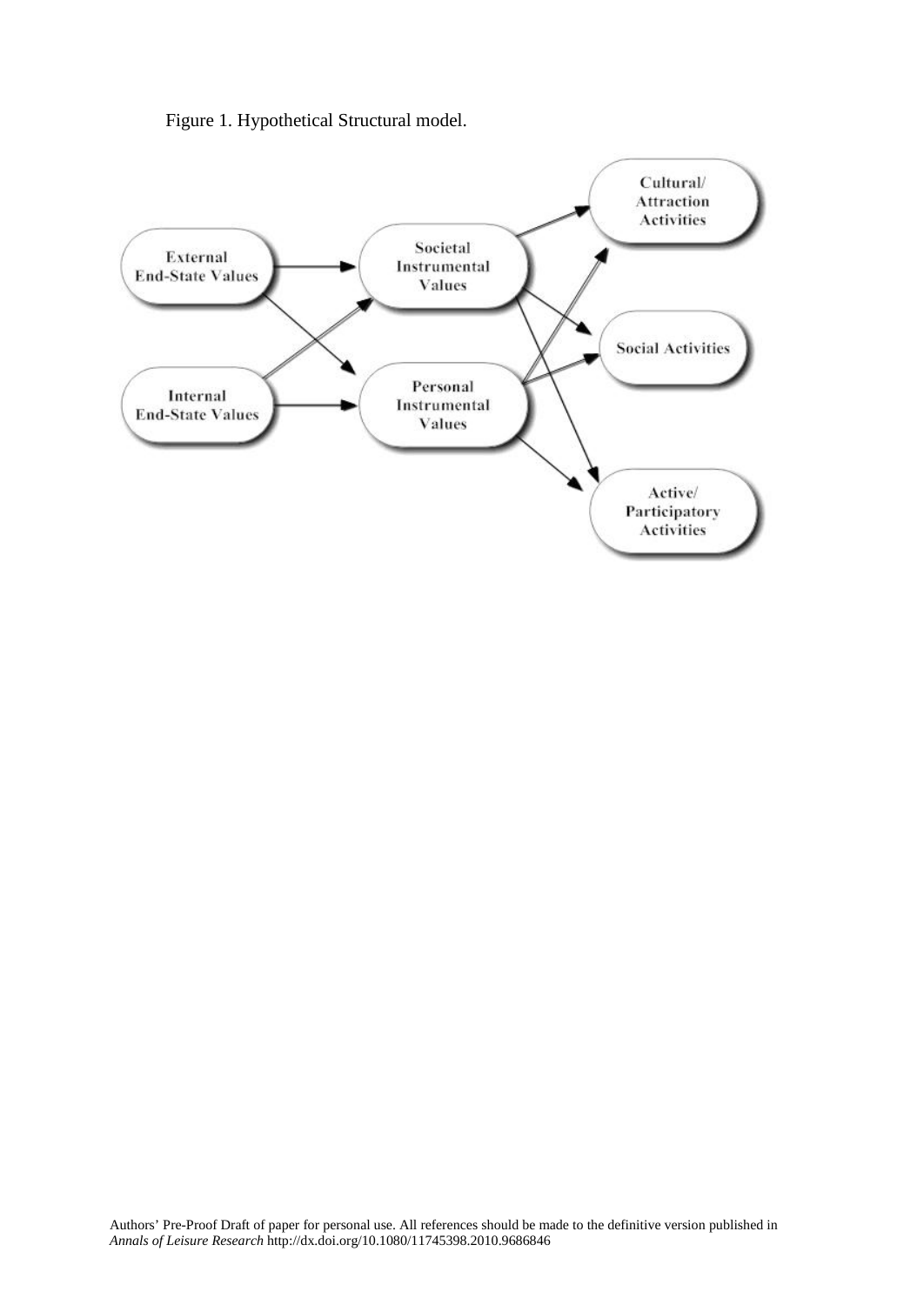Figure 1. Hypothetical Structural model.

Authors' Pre-Proof Draft of paper for personal use. All references should be made to the definitive version published in *Annals of Leisure Research* http://dx.doi.org/10.1080/11745398.2010.9686846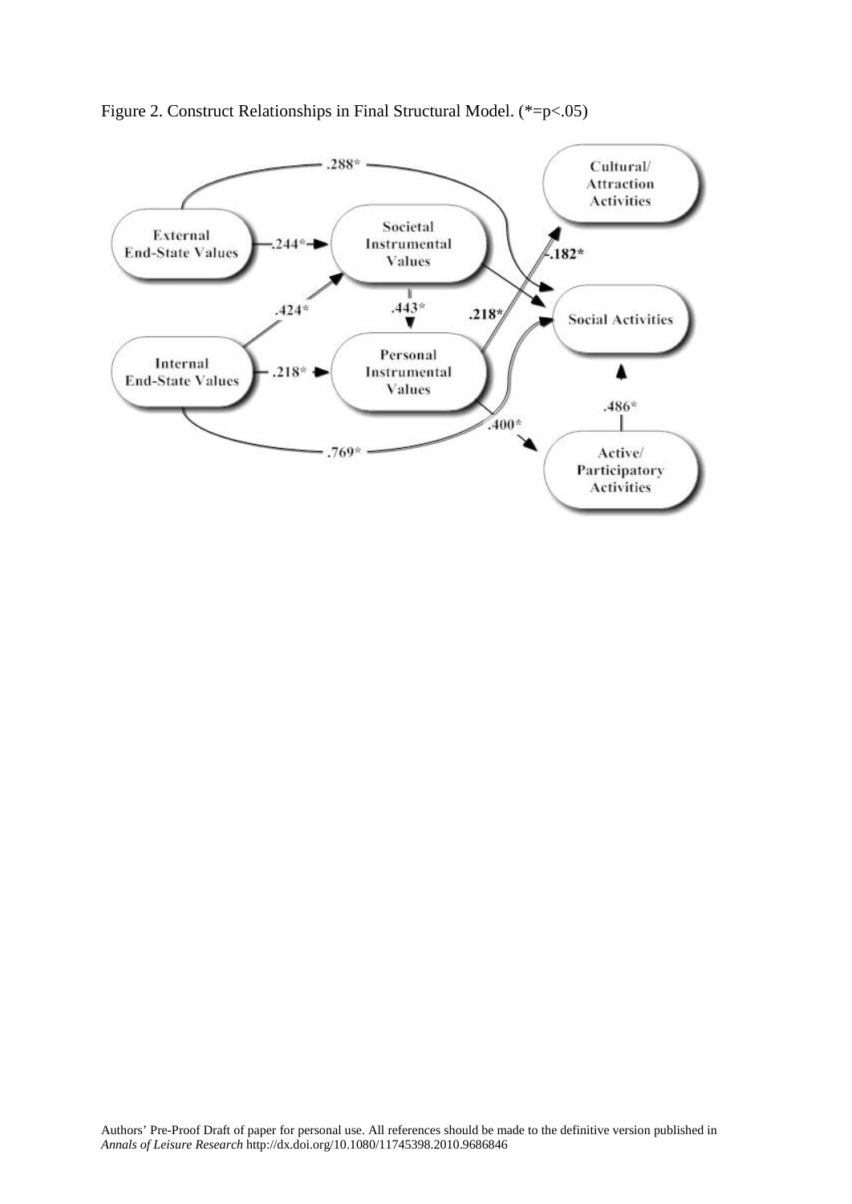Figure 2. Construct Relationships in Final Structural Model. (*=p<.05)

External End-State Values

Internal End-State Values

Societal Instrumental Values

Personal Instrumental Values

Cultural/ Attraction Activities

Social Activities

Active/ Participatory Activities

.288*

.244*

.424*

.443*

.218*

.218*

-.182*

.769*

.400*

.486*